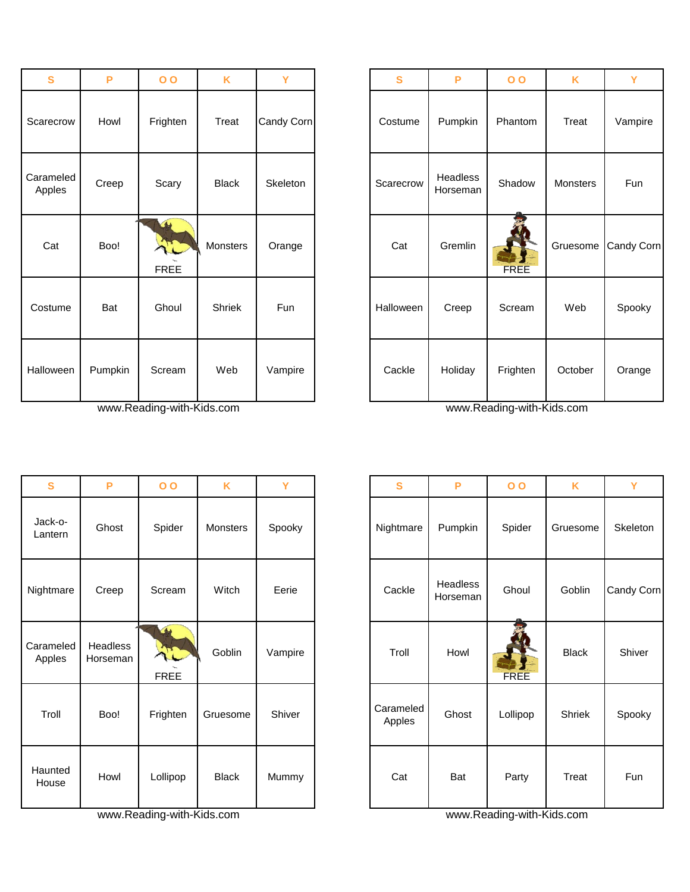| S | P | O O | K | Y |
|---|---|---|---|---|
| Scarecrow | Howl | Frighten | Treat | Candy Corn |
| Carameled Apples | Creep | Scary | Black | Skeleton |
| Cat | Boo! | FREE | Monsters | Orange |
| Costume | Bat | Ghoul | Shriek | Fun |
| Halloween | Pumpkin | Scream | Web | Vampire |

www.Reading-with-Kids.com

| S | P | O O | K | Y |
|---|---|---|---|---|
| Costume | Pumpkin | Phantom | Treat | Vampire |
| Scarecrow | Headless Horseman | Shadow | Monsters | Fun |
| Cat | Gremlin | FREE | Gruesome | Candy Corn |
| Halloween | Creep | Scream | Web | Spooky |
| Cackle | Holiday | Frighten | October | Orange |

www.Reading-with-Kids.com

| S | P | O O | K | Y |
|---|---|---|---|---|
| Jack-o-Lantern | Ghost | Spider | Monsters | Spooky |
| Nightmare | Creep | Scream | Witch | Eerie |
| Carameled Apples | Headless Horseman | FREE | Goblin | Vampire |
| Troll | Boo! | Frighten | Gruesome | Shiver |
| Haunted House | Howl | Lollipop | Black | Mummy |

www.Reading-with-Kids.com

| S | P | O O | K | Y |
|---|---|---|---|---|
| Nightmare | Pumpkin | Spider | Gruesome | Skeleton |
| Cackle | Headless Horseman | Ghoul | Goblin | Candy Corn |
| Troll | Howl | FREE | Black | Shiver |
| Carameled Apples | Ghost | Lollipop | Shriek | Spooky |
| Cat | Bat | Party | Treat | Fun |

www.Reading-with-Kids.com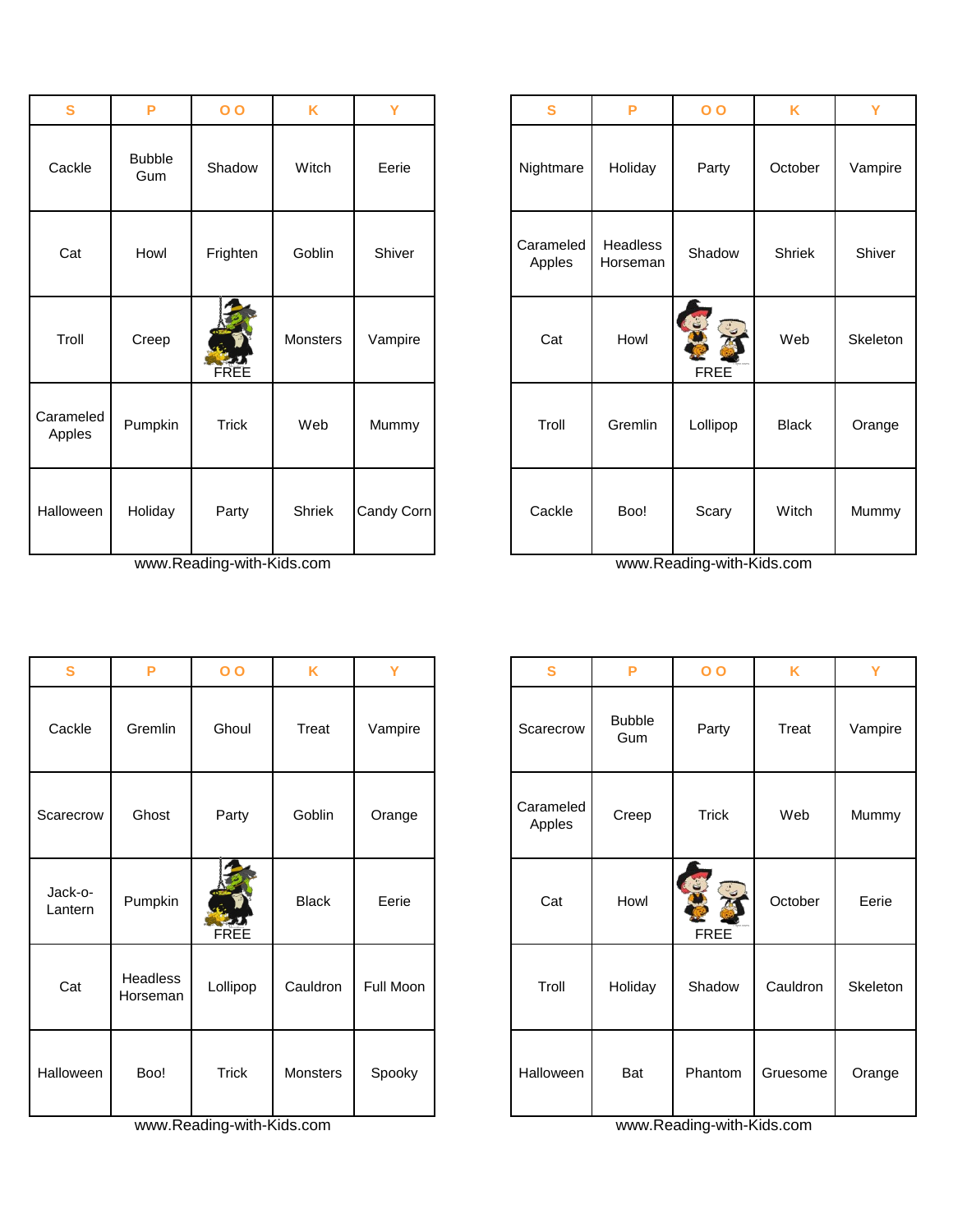| S | P | O O | K | Y |
|---|---|---|---|---|
| Cackle | Bubble Gum | Shadow | Witch | Eerie |
| Cat | Howl | Frighten | Goblin | Shiver |
| Troll | Creep | FREE | Monsters | Vampire |
| Carameled Apples | Pumpkin | Trick | Web | Mummy |
| Halloween | Holiday | Party | Shriek | Candy Corn |

www.Reading-with-Kids.com

| S | P | O O | K | Y |
|---|---|---|---|---|
| Nightmare | Holiday | Party | October | Vampire |
| Carameled Apples | Headless Horseman | Shadow | Shriek | Shiver |
| Cat | Howl | FREE | Web | Skeleton |
| Troll | Gremlin | Lollipop | Black | Orange |
| Cackle | Boo! | Scary | Witch | Mummy |

www.Reading-with-Kids.com

| S | P | O O | K | Y |
|---|---|---|---|---|
| Cackle | Gremlin | Ghoul | Treat | Vampire |
| Scarecrow | Ghost | Party | Goblin | Orange |
| Jack-o-Lantern | Pumpkin | FREE | Black | Eerie |
| Cat | Headless Horseman | Lollipop | Cauldron | Full Moon |
| Halloween | Boo! | Trick | Monsters | Spooky |

www.Reading-with-Kids.com

| S | P | O O | K | Y |
|---|---|---|---|---|
| Scarecrow | Bubble Gum | Party | Treat | Vampire |
| Carameled Apples | Creep | Trick | Web | Mummy |
| Cat | Howl | FREE | October | Eerie |
| Troll | Holiday | Shadow | Cauldron | Skeleton |
| Halloween | Bat | Phantom | Gruesome | Orange |

www.Reading-with-Kids.com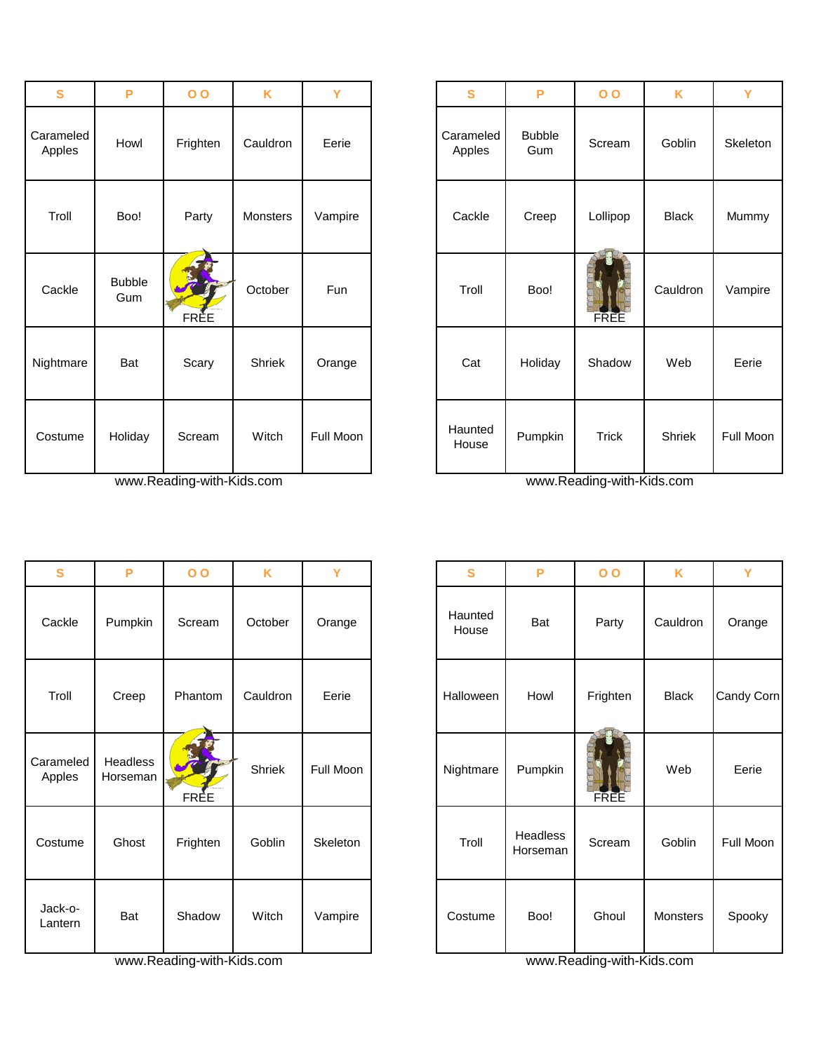| S | P | O O | K | Y |
|---|---|---|---|---|
| Carameled Apples | Howl | Frighten | Cauldron | Eerie |
| Troll | Boo! | Party | Monsters | Vampire |
| Cackle | Bubble Gum | FREE | October | Fun |
| Nightmare | Bat | Scary | Shriek | Orange |
| Costume | Holiday | Scream | Witch | Full Moon |

www.Reading-with-Kids.com

| S | P | O O | K | Y |
|---|---|---|---|---|
| Carameled Apples | Bubble Gum | Scream | Goblin | Skeleton |
| Cackle | Creep | Lollipop | Black | Mummy |
| Troll | Boo! | FREE | Cauldron | Vampire |
| Cat | Holiday | Shadow | Web | Eerie |
| Haunted House | Pumpkin | Trick | Shriek | Full Moon |

www.Reading-with-Kids.com

| S | P | O O | K | Y |
|---|---|---|---|---|
| Cackle | Pumpkin | Scream | October | Orange |
| Troll | Creep | Phantom | Cauldron | Eerie |
| Carameled Apples | Headless Horseman | FREE | Shriek | Full Moon |
| Costume | Ghost | Frighten | Goblin | Skeleton |
| Jack-o-Lantern | Bat | Shadow | Witch | Vampire |

www.Reading-with-Kids.com

| S | P | O O | K | Y |
|---|---|---|---|---|
| Haunted House | Bat | Party | Cauldron | Orange |
| Halloween | Howl | Frighten | Black | Candy Corn |
| Nightmare | Pumpkin | FREE | Web | Eerie |
| Troll | Headless Horseman | Scream | Goblin | Full Moon |
| Costume | Boo! | Ghoul | Monsters | Spooky |

www.Reading-with-Kids.com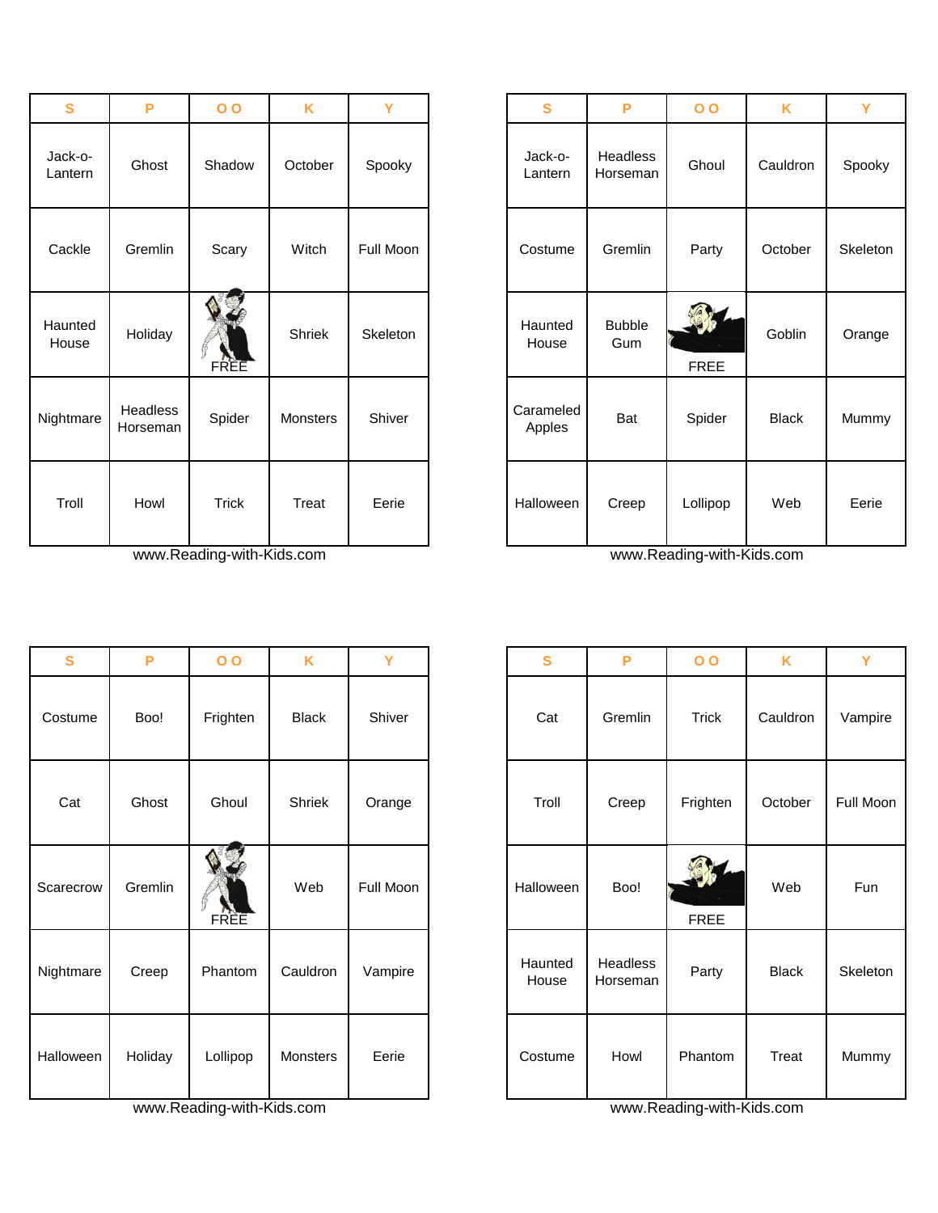| S | P | O O | K | Y |
|---|---|---|---|---|
| Jack-o-Lantern | Ghost | Shadow | October | Spooky |
| Cackle | Gremlin | Scary | Witch | Full Moon |
| Haunted House | Holiday | FREE | Shriek | Skeleton |
| Nightmare | Headless Horseman | Spider | Monsters | Shiver |
| Troll | Howl | Trick | Treat | Eerie |

www.Reading-with-Kids.com

| S | P | O O | K | Y |
|---|---|---|---|---|
| Jack-o-Lantern | Headless Horseman | Ghoul | Cauldron | Spooky |
| Costume | Gremlin | Party | October | Skeleton |
| Haunted House | Bubble Gum | FREE | Goblin | Orange |
| Carameled Apples | Bat | Spider | Black | Mummy |
| Halloween | Creep | Lollipop | Web | Eerie |

www.Reading-with-Kids.com

| S | P | O O | K | Y |
|---|---|---|---|---|
| Costume | Boo! | Frighten | Black | Shiver |
| Cat | Ghost | Ghoul | Shriek | Orange |
| Scarecrow | Gremlin | FREE | Web | Full Moon |
| Nightmare | Creep | Phantom | Cauldron | Vampire |
| Halloween | Holiday | Lollipop | Monsters | Eerie |

www.Reading-with-Kids.com

| S | P | O O | K | Y |
|---|---|---|---|---|
| Cat | Gremlin | Trick | Cauldron | Vampire |
| Troll | Creep | Frighten | October | Full Moon |
| Halloween | Boo! | FREE | Web | Fun |
| Haunted House | Headless Horseman | Party | Black | Skeleton |
| Costume | Howl | Phantom | Treat | Mummy |

www.Reading-with-Kids.com